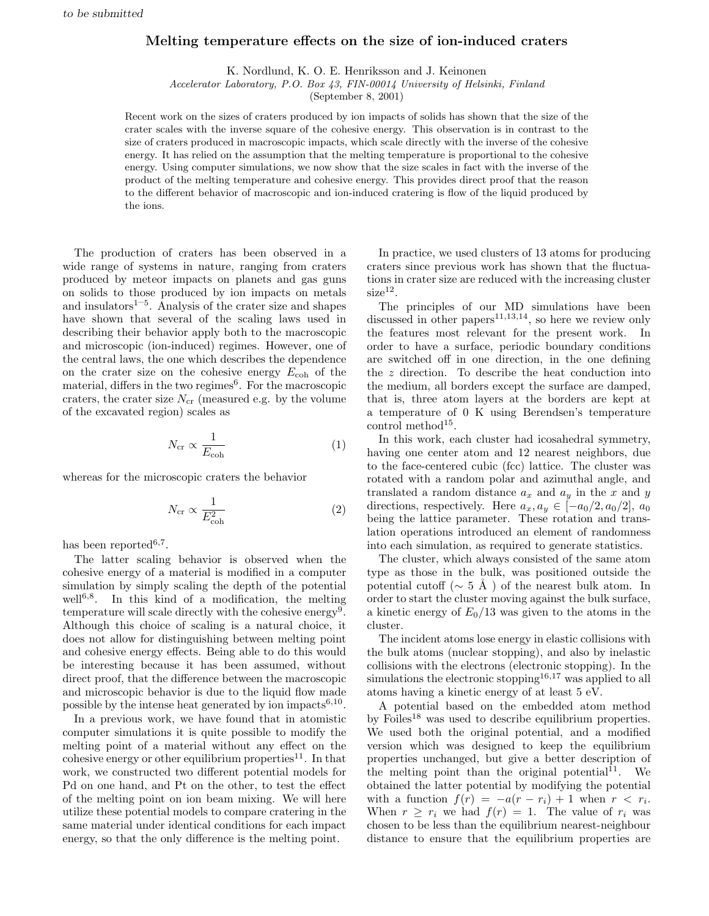*to be submitted*

# Melting temperature effects on the size of ion-induced craters

K. Nordlund, K. O. E. Henriksson and J. Keinonen

*Accelerator Laboratory, P.O. Box 43, FIN-00014 University of Helsinki, Finland*

(September 8, 2001)

Recent work on the sizes of craters produced by ion impacts of solids has shown that the size of the crater scales with the inverse square of the cohesive energy. This observation is in contrast to the size of craters produced in macroscopic impacts, which scale directly with the inverse of the cohesive energy. It has relied on the assumption that the melting temperature is proportional to the cohesive energy. Using computer simulations, we now show that the size scales in fact with the inverse of the product of the melting temperature and cohesive energy. This provides direct proof that the reason to the different behavior of macroscopic and ion-induced cratering is flow of the liquid produced by the ions.

The production of craters has been observed in a wide range of systems in nature, ranging from craters produced by meteor impacts on planets and gas guns on solids to those produced by ion impacts on metals and insulators[1–5]. Analysis of the crater size and shapes have shown that several of the scaling laws used in describing their behavior apply both to the macroscopic and microscopic (ion-induced) regimes. However, one of the central laws, the one which describes the dependence on the crater size on the cohesive energy $E_{\rm coh}$ of the material, differs in the two regimes[6]. For the macroscopic craters, the crater size $N_{\rm cr}$ (measured e.g. by the volume of the excavated region) scales as

$$N_{\rm cr} \propto \frac{1}{E_{\rm coh}} \tag{1}$$

whereas for the microscopic craters the behavior

$$N_{\rm cr} \propto \frac{1}{E_{\rm coh}^2} \tag{2}$$

has been reported[6,7].

The latter scaling behavior is observed when the cohesive energy of a material is modified in a computer simulation by simply scaling the depth of the potential well[6,8]. In this kind of a modification, the melting temperature will scale directly with the cohesive energy[9]. Although this choice of scaling is a natural choice, it does not allow for distinguishing between melting point and cohesive energy effects. Being able to do this would be interesting because it has been assumed, without direct proof, that the difference between the macroscopic and microscopic behavior is due to the liquid flow made possible by the intense heat generated by ion impacts[6,10].

In a previous work, we have found that in atomistic computer simulations it is quite possible to modify the melting point of a material without any effect on the cohesive energy or other equilibrium properties[11]. In that work, we constructed two different potential models for Pd on one hand, and Pt on the other, to test the effect of the melting point on ion beam mixing. We will here utilize these potential models to compare cratering in the same material under identical conditions for each impact energy, so that the only difference is the melting point.

In practice, we used clusters of 13 atoms for producing craters since previous work has shown that the fluctuations in crater size are reduced with the increasing cluster size[12].

The principles of our MD simulations have been discussed in other papers[11,13,14], so here we review only the features most relevant for the present work. In order to have a surface, periodic boundary conditions are switched off in one direction, in the one defining the $z$ direction. To describe the heat conduction into the medium, all borders except the surface are damped, that is, three atom layers at the borders are kept at a temperature of 0 K using Berendsen's temperature control method[15].

In this work, each cluster had icosahedral symmetry, having one center atom and 12 nearest neighbors, due to the face-centered cubic (fcc) lattice. The cluster was rotated with a random polar and azimuthal angle, and translated a random distance $a_x$ and $a_y$ in the $x$ and $y$ directions, respectively. Here $a_x, a_y \in [-a_0/2, a_0/2]$, $a_0$ being the lattice parameter. These rotation and translation operations introduced an element of randomness into each simulation, as required to generate statistics.

The cluster, which always consisted of the same atom type as those in the bulk, was positioned outside the potential cutoff (∼ 5 Å ) of the nearest bulk atom. In order to start the cluster moving against the bulk surface, a kinetic energy of $E_0/13$ was given to the atoms in the cluster.

The incident atoms lose energy in elastic collisions with the bulk atoms (nuclear stopping), and also by inelastic collisions with the electrons (electronic stopping). In the simulations the electronic stopping[16,17] was applied to all atoms having a kinetic energy of at least 5 eV.

A potential based on the embedded atom method by Foiles[18] was used to describe equilibrium properties. We used both the original potential, and a modified version which was designed to keep the equilibrium properties unchanged, but give a better description of the melting point than the original potential[11]. We obtained the latter potential by modifying the potential with a function $f(r) = -a(r - r_i) + 1$ when $r < r_i$. When $r \geq r_i$ we had $f(r) = 1$. The value of $r_i$ was chosen to be less than the equilibrium nearest-neighbour distance to ensure that the equilibrium properties are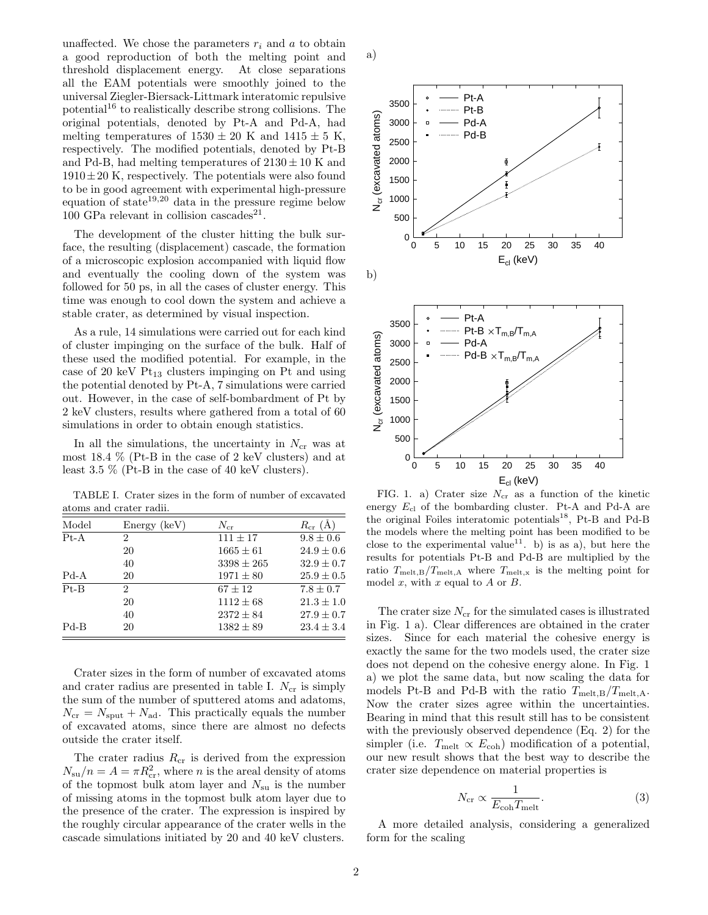unaffected. We chose the parameters $r_i$ and $a$ to obtain a good reproduction of both the melting point and threshold displacement energy. At close separations all the EAM potentials were smoothly joined to the universal Ziegler-Biersack-Littmark interatomic repulsive potential[16] to realistically describe strong collisions. The original potentials, denoted by Pt-A and Pd-A, had melting temperatures of $1530 \pm 20$ K and $1415 \pm 5$ K, respectively. The modified potentials, denoted by Pt-B and Pd-B, had melting temperatures of $2130 \pm 10$ K and $1910 \pm 20$ K, respectively. The potentials were also found to be in good agreement with experimental high-pressure equation of state[19,20] data in the pressure regime below 100 GPa relevant in collision cascades[21].

The development of the cluster hitting the bulk surface, the resulting (displacement) cascade, the formation of a microscopic explosion accompanied with liquid flow and eventually the cooling down of the system was followed for 50 ps, in all the cases of cluster energy. This time was enough to cool down the system and achieve a stable crater, as determined by visual inspection.

As a rule, 14 simulations were carried out for each kind of cluster impinging on the surface of the bulk. Half of these used the modified potential. For example, in the case of 20 keV $Pt_{13}$ clusters impinging on Pt and using the potential denoted by Pt-A, 7 simulations were carried out. However, in the case of self-bombardment of Pt by 2 keV clusters, results where gathered from a total of 60 simulations in order to obtain enough statistics.

In all the simulations, the uncertainty in $N_{\rm cr}$ was at most 18.4 % (Pt-B in the case of 2 keV clusters) and at least 3.5 % (Pt-B in the case of 40 keV clusters).

TABLE I. Crater sizes in the form of number of excavated atoms and crater radii.

| Model | Energy (keV) | $N_{\rm cr}$ | $R_{\rm cr}$ (Å) |
|---|---|---|---|
| Pt-A | 2 | $111 \pm 17$ | $9.8 \pm 0.6$ |
| | 20 | $1665 \pm 61$ | $24.9 \pm 0.6$ |
| | 40 | $3398 \pm 265$ | $32.9 \pm 0.7$ |
| Pd-A | 20 | $1971 \pm 80$ | $25.9 \pm 0.5$ |
| Pt-B | 2 | $67 \pm 12$ | $7.8 \pm 0.7$ |
| | 20 | $1112 \pm 68$ | $21.3 \pm 1.0$ |
| | 40 | $2372 \pm 84$ | $27.9 \pm 0.7$ |
| Pd-B | 20 | $1382 \pm 89$ | $23.4 \pm 3.4$ |

Crater sizes in the form of number of excavated atoms and crater radius are presented in table I. $N_{\rm cr}$ is simply the sum of the number of sputtered atoms and adatoms, $N_{\rm cr} = N_{\rm sput} + N_{\rm ad}$. This practically equals the number of excavated atoms, since there are almost no defects outside the crater itself.

The crater radius $R_{\rm cr}$ is derived from the expression $N_{\rm su}/n = A = \pi R_{\rm cr}^2$, where $n$ is the areal density of atoms of the topmost bulk atom layer and $N_{\rm su}$ is the number of missing atoms in the topmost bulk atom layer due to the presence of the crater. The expression is inspired by the roughly circular appearance of the crater wells in the cascade simulations initiated by 20 and 40 keV clusters.

FIG. 1. a) Crater size $N_{\rm cr}$ as a function of the kinetic energy $E_{\rm cl}$ of the bombarding cluster. Pt-A and Pd-A are the original Foiles interatomic potentials[18], Pt-B and Pd-B the models where the melting point has been modified to be close to the experimental value[11]. b) is as a), but here the results for potentials Pt-B and Pd-B are multiplied by the ratio $T_{\rm melt,B}/T_{\rm melt,A}$ where $T_{\rm melt,x}$ is the melting point for model $x$, with $x$ equal to $A$ or $B$.

The crater size $N_{\rm cr}$ for the simulated cases is illustrated in Fig. 1 a). Clear differences are obtained in the crater sizes. Since for each material the cohesive energy is exactly the same for the two models used, the crater size does not depend on the cohesive energy alone. In Fig. 1 a) we plot the same data, but now scaling the data for models Pt-B and Pd-B with the ratio $T_{\rm melt,B}/T_{\rm melt,A}$. Now the crater sizes agree within the uncertainties. Bearing in mind that this result still has to be consistent with the previously observed dependence (Eq. 2) for the simpler (i.e. $T_{\rm melt} \propto E_{\rm coh}$) modification of a potential, our new result shows that the best way to describe the crater size dependence on material properties is

$$N_{\rm cr} \propto \frac{1}{E_{\rm coh} T_{\rm melt}}. \tag{3}$$

A more detailed analysis, considering a generalized form for the scaling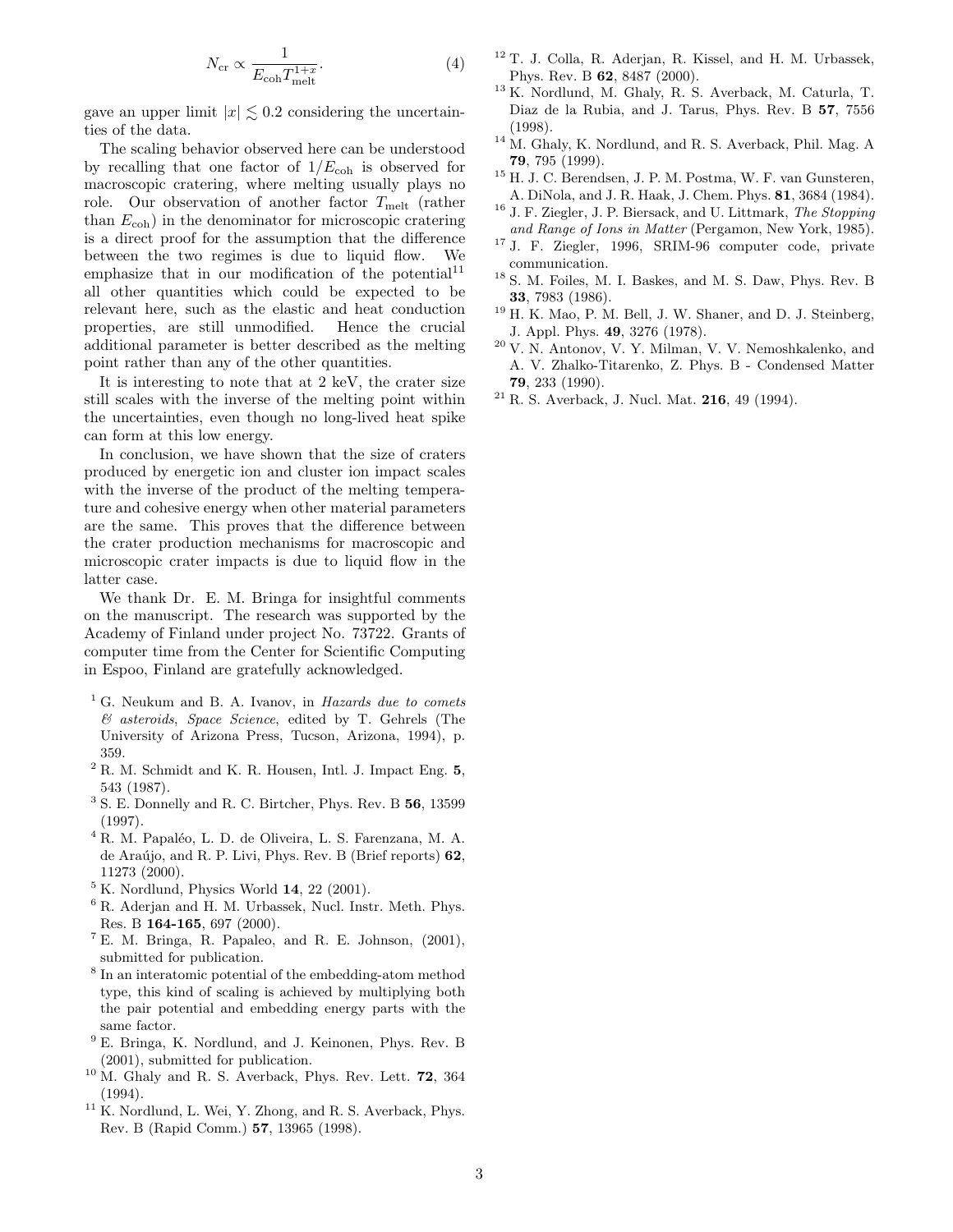$$N_{\rm cr} \propto \frac{1}{E_{\rm coh} T_{\rm melt}^{1+x}}. \qquad (4)$$

gave an upper limit $|x| \lesssim 0.2$ considering the uncertainties of the data.

The scaling behavior observed here can be understood by recalling that one factor of $1/E_{\rm coh}$ is observed for macroscopic cratering, where melting usually plays no role. Our observation of another factor $T_{\rm melt}$ (rather than $E_{\rm coh}$) in the denominator for microscopic cratering is a direct proof for the assumption that the difference between the two regimes is due to liquid flow. We emphasize that in our modification of the potential[11] all other quantities which could be expected to be relevant here, such as the elastic and heat conduction properties, are still unmodified. Hence the crucial additional parameter is better described as the melting point rather than any of the other quantities.

It is interesting to note that at 2 keV, the crater size still scales with the inverse of the melting point within the uncertainties, even though no long-lived heat spike can form at this low energy.

In conclusion, we have shown that the size of craters produced by energetic ion and cluster ion impact scales with the inverse of the product of the melting temperature and cohesive energy when other material parameters are the same. This proves that the difference between the crater production mechanisms for macroscopic and microscopic crater impacts is due to liquid flow in the latter case.

We thank Dr. E. M. Bringa for insightful comments on the manuscript. The research was supported by the Academy of Finland under project No. 73722. Grants of computer time from the Center for Scientific Computing in Espoo, Finland are gratefully acknowledged.

[1] G. Neukum and B. A. Ivanov, in *Hazards due to comets & asteroids*, *Space Science*, edited by T. Gehrels (The University of Arizona Press, Tucson, Arizona, 1994), p. 359.

[2] R. M. Schmidt and K. R. Housen, Intl. J. Impact Eng. **5**, 543 (1987).

[3] S. E. Donnelly and R. C. Birtcher, Phys. Rev. B **56**, 13599 (1997).

[4] R. M. Papaléo, L. D. de Oliveira, L. S. Farenzana, M. A. de Araújo, and R. P. Livi, Phys. Rev. B (Brief reports) **62**, 11273 (2000).

[5] K. Nordlund, Physics World **14**, 22 (2001).

[6] R. Aderjan and H. M. Urbassek, Nucl. Instr. Meth. Phys. Res. B **164-165**, 697 (2000).

[7] E. M. Bringa, R. Papaleo, and R. E. Johnson, (2001), submitted for publication.

[8] In an interatomic potential of the embedding-atom method type, this kind of scaling is achieved by multiplying both the pair potential and embedding energy parts with the same factor.

[9] E. Bringa, K. Nordlund, and J. Keinonen, Phys. Rev. B (2001), submitted for publication.

[10] M. Ghaly and R. S. Averback, Phys. Rev. Lett. **72**, 364 (1994).

[11] K. Nordlund, L. Wei, Y. Zhong, and R. S. Averback, Phys. Rev. B (Rapid Comm.) **57**, 13965 (1998).

[12] T. J. Colla, R. Aderjan, R. Kissel, and H. M. Urbassek, Phys. Rev. B **62**, 8487 (2000).

[13] K. Nordlund, M. Ghaly, R. S. Averback, M. Caturla, T. Diaz de la Rubia, and J. Tarus, Phys. Rev. B **57**, 7556 (1998).

[14] M. Ghaly, K. Nordlund, and R. S. Averback, Phil. Mag. A **79**, 795 (1999).

[15] H. J. C. Berendsen, J. P. M. Postma, W. F. van Gunsteren, A. DiNola, and J. R. Haak, J. Chem. Phys. **81**, 3684 (1984).

[16] J. F. Ziegler, J. P. Biersack, and U. Littmark, *The Stopping and Range of Ions in Matter* (Pergamon, New York, 1985).

[17] J. F. Ziegler, 1996, SRIM-96 computer code, private communication.

[18] S. M. Foiles, M. I. Baskes, and M. S. Daw, Phys. Rev. B **33**, 7983 (1986).

[19] H. K. Mao, P. M. Bell, J. W. Shaner, and D. J. Steinberg, J. Appl. Phys. **49**, 3276 (1978).

[20] V. N. Antonov, V. Y. Milman, V. V. Nemoshkalenko, and A. V. Zhalko-Titarenko, Z. Phys. B - Condensed Matter **79**, 233 (1990).

[21] R. S. Averback, J. Nucl. Mat. **216**, 49 (1994).